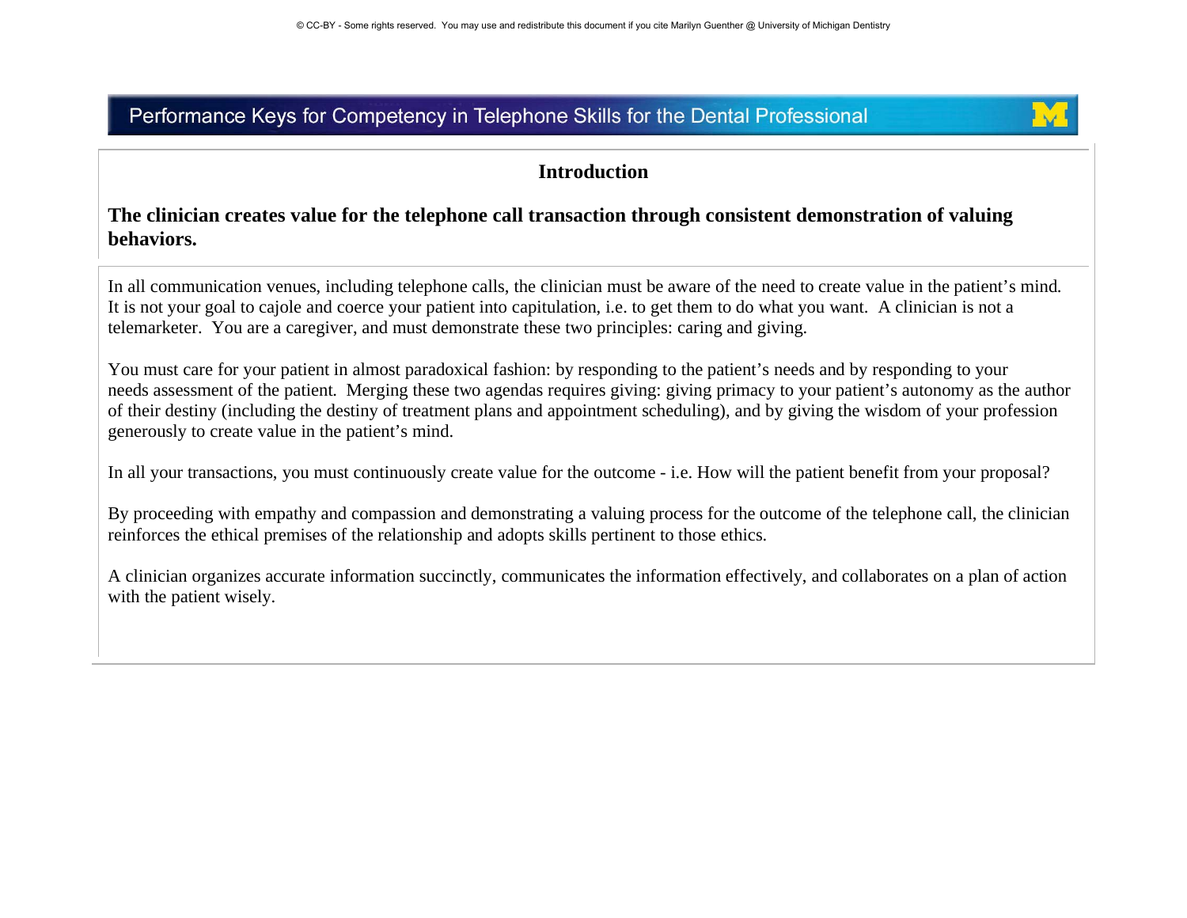© CC-BY - Some rights reserved. You may use and redistribute this document if you cite Marilyn Guenther @ University of Michigan Dentistry

# Performance Keys for Competency in Telephone Skills for the Dental Professional

## Introduction

**The clinician creates value for the telephone call transaction through consistent demonstration of valuing behaviors.**

In all communication venues, including telephone calls, the clinician must be aware of the need to create value in the patient's mind. It is not your goal to cajole and coerce your patient into capitulation, i.e. to get them to do what you want. A clinician is not a telemarketer. You are a caregiver, and must demonstrate these two principles: caring and giving.

You must care for your patient in almost paradoxical fashion: by responding to the patient's needs and by responding to your needs assessment of the patient. Merging these two agendas requires giving: giving primacy to your patient's autonomy as the author of their destiny (including the destiny of treatment plans and appointment scheduling), and by giving the wisdom of your profession generously to create value in the patient's mind.

In all your transactions, you must continuously create value for the outcome - i.e. How will the patient benefit from your proposal?

By proceeding with empathy and compassion and demonstrating a valuing process for the outcome of the telephone call, the clinician reinforces the ethical premises of the relationship and adopts skills pertinent to those ethics.

A clinician organizes accurate information succinctly, communicates the information effectively, and collaborates on a plan of action with the patient wisely.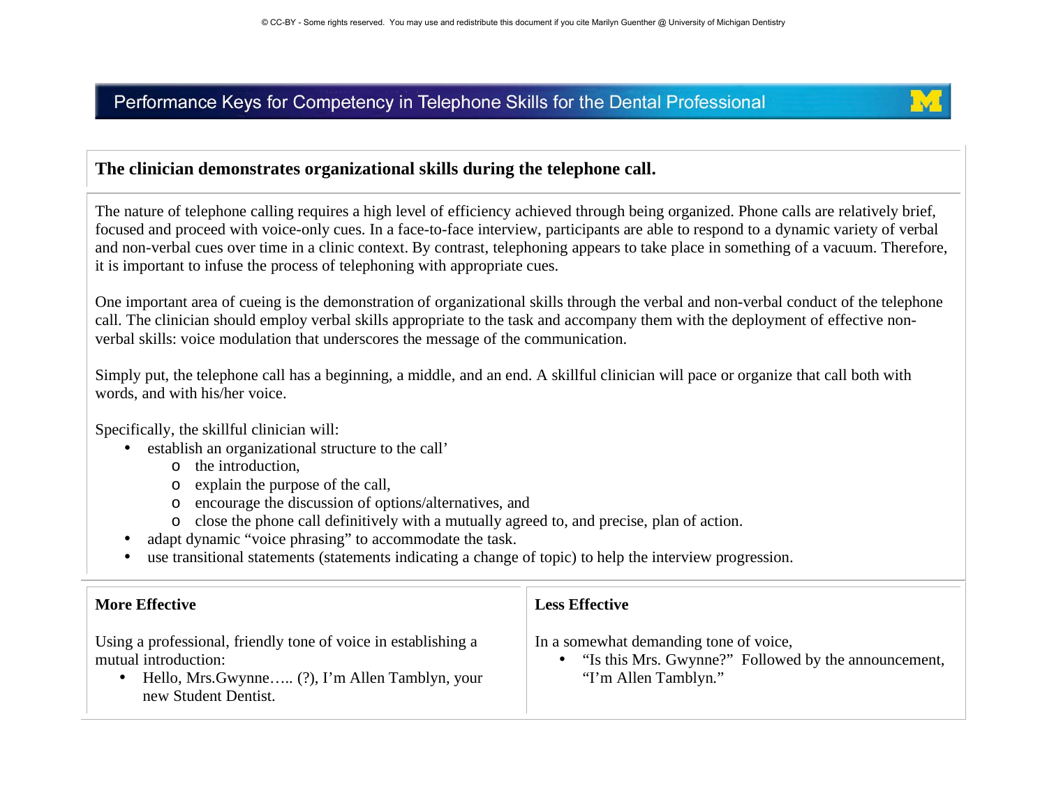# Performance Keys for Competency in Telephone Skills for the Dental Professional

**The clinician demonstrates organizational skills during the telephone call.**

The nature of telephone calling requires a high level of efficiency achieved through being organized. Phone calls are relatively brief, focused and proceed with voice-only cues. In a face-to-face interview, participants are able to respond to a dynamic variety of verbal and non-verbal cues over time in a clinic context. By contrast, telephoning appears to take place in something of a vacuum. Therefore, it is important to infuse the process of telephoning with appropriate cues.

One important area of cueing is the demonstration of organizational skills through the verbal and non-verbal conduct of the telephone call. The clinician should employ verbal skills appropriate to the task and accompany them with the deployment of effective non-verbal skills: voice modulation that underscores the message of the communication.

Simply put, the telephone call has a beginning, a middle, and an end. A skillful clinician will pace or organize that call both with words, and with his/her voice.

Specifically, the skillful clinician will:

- establish an organizational structure to the call'
  - the introduction,
  - explain the purpose of the call,
  - encourage the discussion of options/alternatives, and
  - close the phone call definitively with a mutually agreed to, and precise, plan of action.
- adapt dynamic "voice phrasing" to accommodate the task.
- use transitional statements (statements indicating a change of topic) to help the interview progression.

| More Effective | Less Effective |
| --- | --- |
| Using a professional, friendly tone of voice in establishing a mutual introduction:<br>• Hello, Mrs.Gwynne….. (?), I'm Allen Tamblyn, your new Student Dentist. | In a somewhat demanding tone of voice,<br>• "Is this Mrs. Gwynne?" Followed by the announcement, "I'm Allen Tamblyn." |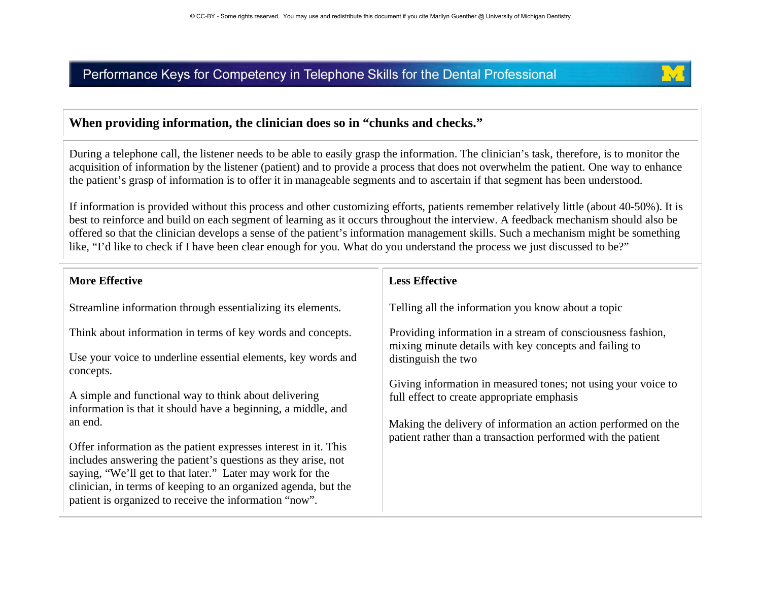# Performance Keys for Competency in Telephone Skills for the Dental Professional

**When providing information, the clinician does so in "chunks and checks."**

During a telephone call, the listener needs to be able to easily grasp the information. The clinician's task, therefore, is to monitor the acquisition of information by the listener (patient) and to provide a process that does not overwhelm the patient. One way to enhance the patient's grasp of information is to offer it in manageable segments and to ascertain if that segment has been understood.

If information is provided without this process and other customizing efforts, patients remember relatively little (about 40-50%). It is best to reinforce and build on each segment of learning as it occurs throughout the interview. A feedback mechanism should also be offered so that the clinician develops a sense of the patient's information management skills. Such a mechanism might be something like, "I'd like to check if I have been clear enough for you. What do you understand the process we just discussed to be?"

| More Effective | Less Effective |
|---|---|
| Streamline information through essentializing its elements. | Telling all the information you know about a topic |
| Think about information in terms of key words and concepts. | Providing information in a stream of consciousness fashion, mixing minute details with key concepts and failing to distinguish the two |
| Use your voice to underline essential elements, key words and concepts. | Giving information in measured tones; not using your voice to full effect to create appropriate emphasis |
| A simple and functional way to think about delivering information is that it should have a beginning, a middle, and an end. | Making the delivery of information an action performed on the patient rather than a transaction performed with the patient |
| Offer information as the patient expresses interest in it. This includes answering the patient's questions as they arise, not saying, "We'll get to that later." Later may work for the clinician, in terms of keeping to an organized agenda, but the patient is organized to receive the information "now". | |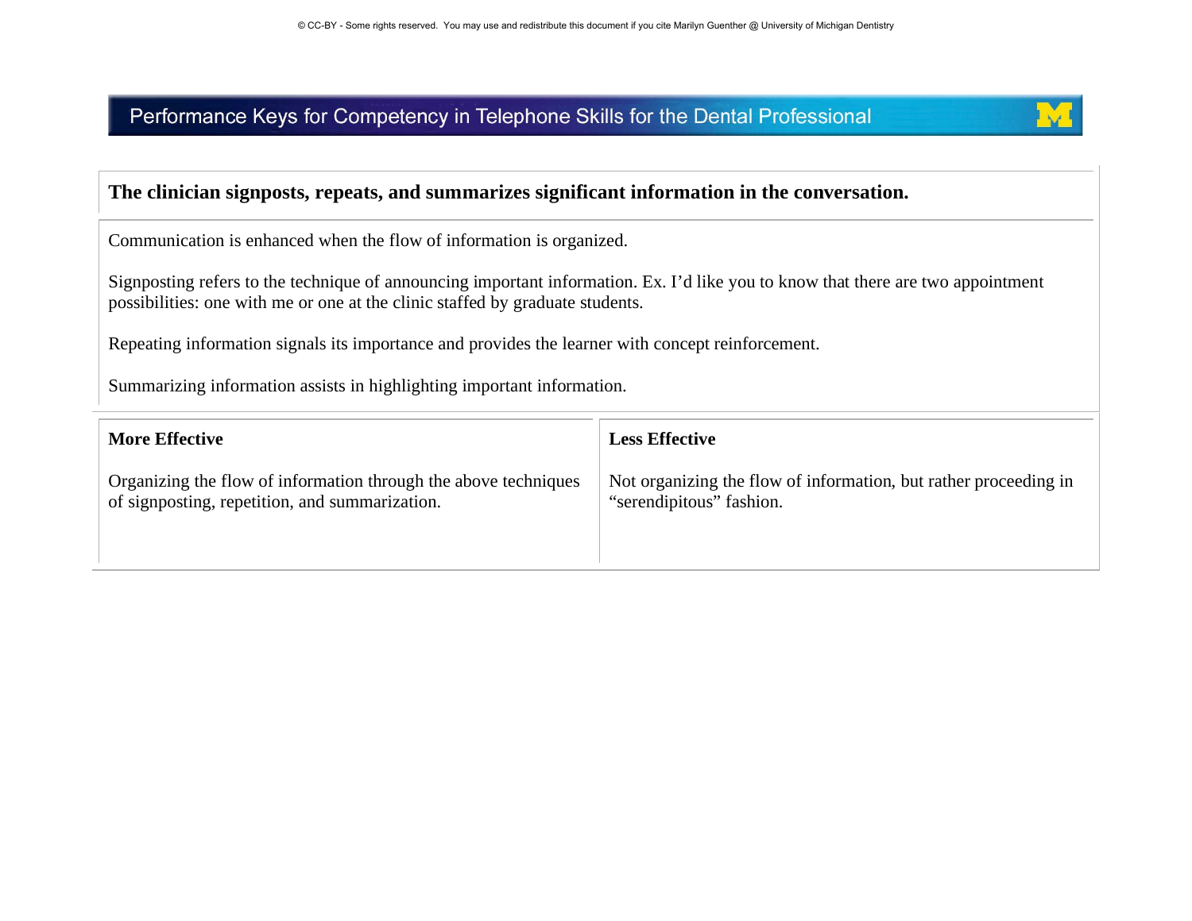# Performance Keys for Competency in Telephone Skills for the Dental Professional

**The clinician signposts, repeats, and summarizes significant information in the conversation.**

Communication is enhanced when the flow of information is organized.

Signposting refers to the technique of announcing important information. Ex. I'd like you to know that there are two appointment possibilities: one with me or one at the clinic staffed by graduate students.

Repeating information signals its importance and provides the learner with concept reinforcement.

Summarizing information assists in highlighting important information.

| More Effective | Less Effective |
| --- | --- |
| Organizing the flow of information through the above techniques of signposting, repetition, and summarization. | Not organizing the flow of information, but rather proceeding in "serendipitous" fashion. |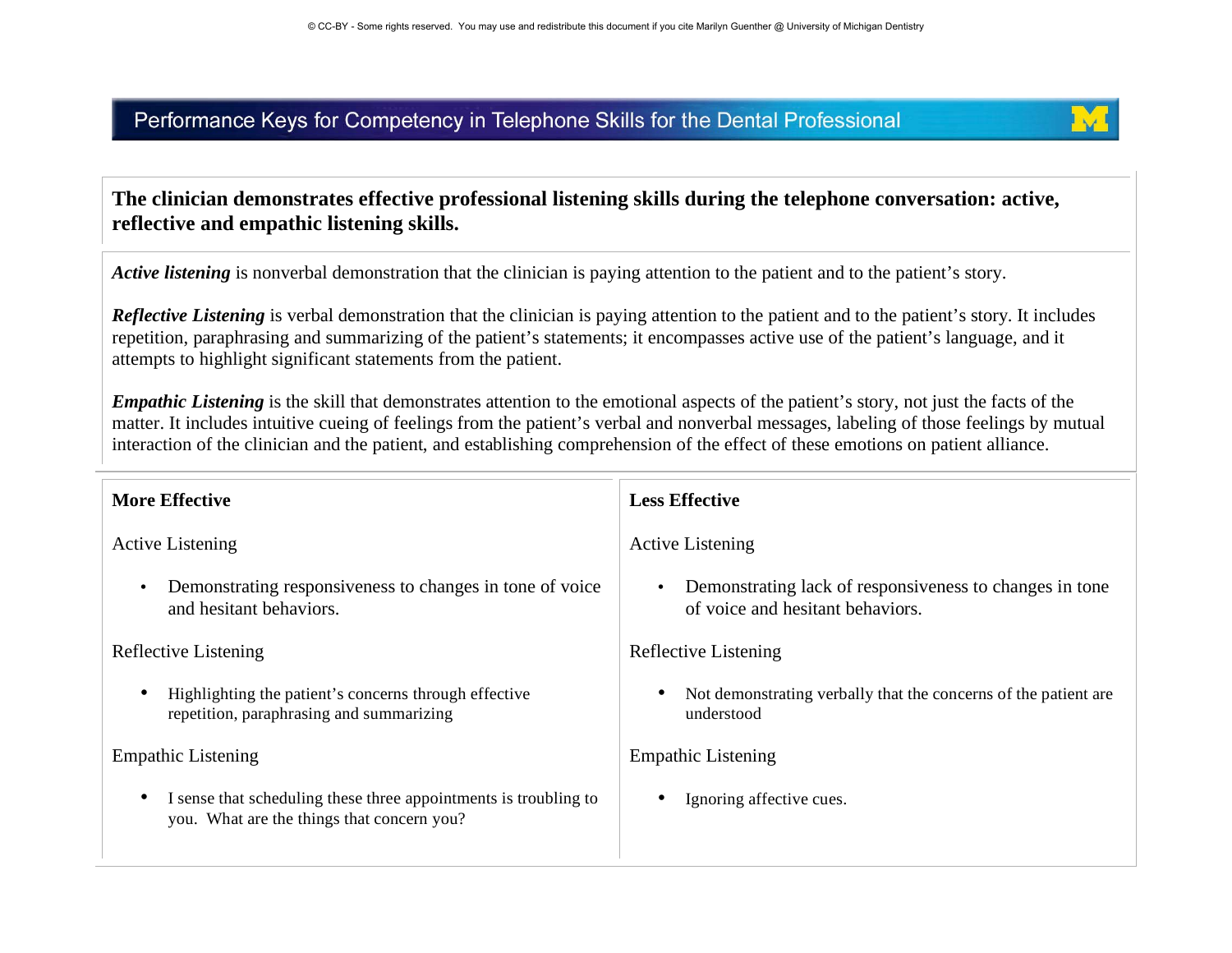# Performance Keys for Competency in Telephone Skills for the Dental Professional

**The clinician demonstrates effective professional listening skills during the telephone conversation: active, reflective and empathic listening skills.**

***Active listening*** is nonverbal demonstration that the clinician is paying attention to the patient and to the patient's story.

***Reflective Listening*** is verbal demonstration that the clinician is paying attention to the patient and to the patient's story. It includes repetition, paraphrasing and summarizing of the patient's statements; it encompasses active use of the patient's language, and it attempts to highlight significant statements from the patient.

***Empathic Listening*** is the skill that demonstrates attention to the emotional aspects of the patient's story, not just the facts of the matter. It includes intuitive cueing of feelings from the patient's verbal and nonverbal messages, labeling of those feelings by mutual interaction of the clinician and the patient, and establishing comprehension of the effect of these emotions on patient alliance.

| **More Effective** | **Less Effective** |
| --- | --- |
| Active Listening | Active Listening |
| • Demonstrating responsiveness to changes in tone of voice and hesitant behaviors. | • Demonstrating lack of responsiveness to changes in tone of voice and hesitant behaviors. |
| Reflective Listening | Reflective Listening |
| • Highlighting the patient's concerns through effective repetition, paraphrasing and summarizing | • Not demonstrating verbally that the concerns of the patient are understood |
| Empathic Listening | Empathic Listening |
| • I sense that scheduling these three appointments is troubling to you. What are the things that concern you? | • Ignoring affective cues. |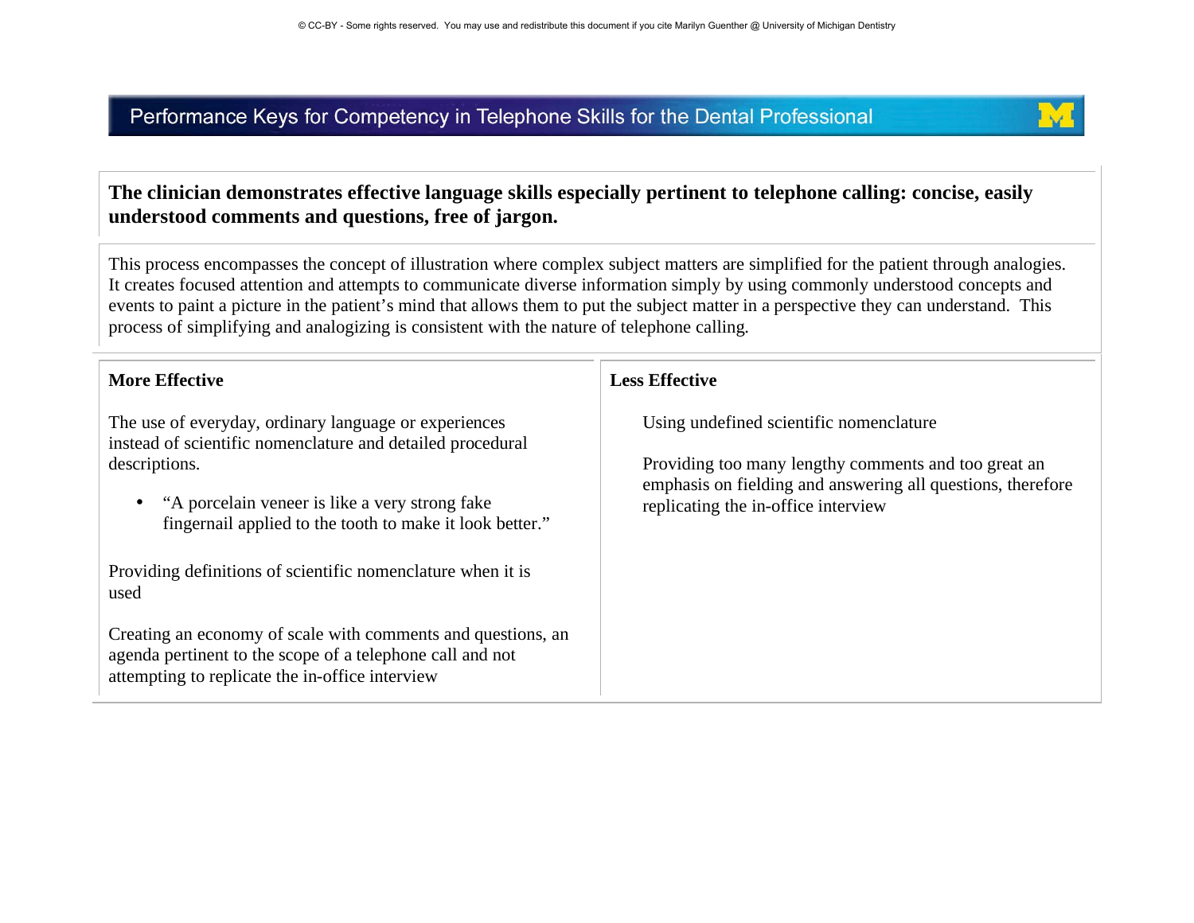# Performance Keys for Competency in Telephone Skills for the Dental Professional

**The clinician demonstrates effective language skills especially pertinent to telephone calling: concise, easily understood comments and questions, free of jargon.**

This process encompasses the concept of illustration where complex subject matters are simplified for the patient through analogies. It creates focused attention and attempts to communicate diverse information simply by using commonly understood concepts and events to paint a picture in the patient's mind that allows them to put the subject matter in a perspective they can understand. This process of simplifying and analogizing is consistent with the nature of telephone calling.

### More Effective

The use of everyday, ordinary language or experiences instead of scientific nomenclature and detailed procedural descriptions.

- "A porcelain veneer is like a very strong fake fingernail applied to the tooth to make it look better."

Providing definitions of scientific nomenclature when it is used

Creating an economy of scale with comments and questions, an agenda pertinent to the scope of a telephone call and not attempting to replicate the in-office interview

### Less Effective

Using undefined scientific nomenclature

Providing too many lengthy comments and too great an emphasis on fielding and answering all questions, therefore replicating the in-office interview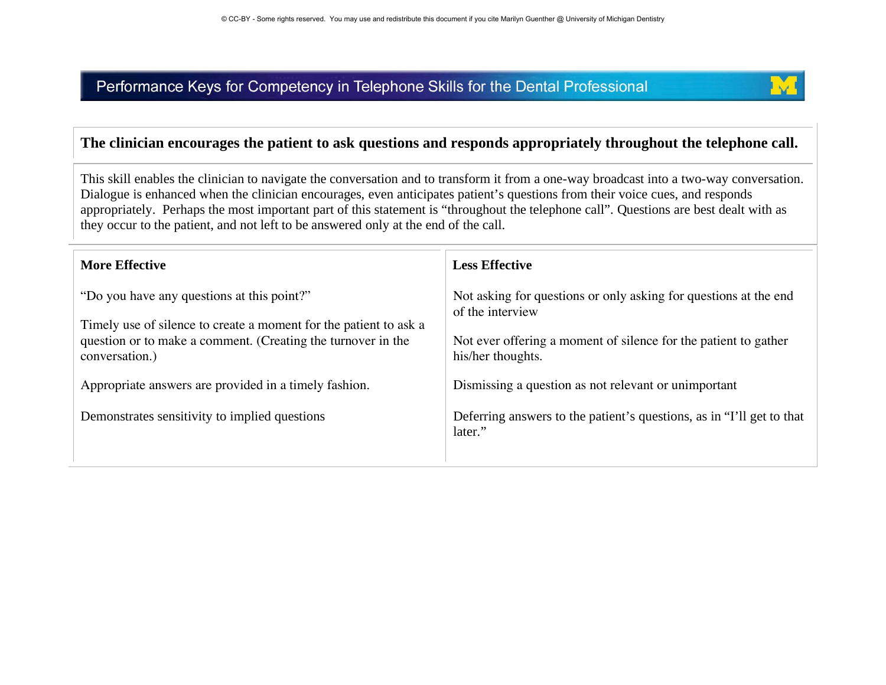# Performance Keys for Competency in Telephone Skills for the Dental Professional

## The clinician encourages the patient to ask questions and responds appropriately throughout the telephone call.

This skill enables the clinician to navigate the conversation and to transform it from a one-way broadcast into a two-way conversation. Dialogue is enhanced when the clinician encourages, even anticipates patient's questions from their voice cues, and responds appropriately. Perhaps the most important part of this statement is "throughout the telephone call". Questions are best dealt with as they occur to the patient, and not left to be answered only at the end of the call.

| More Effective | Less Effective |
| --- | --- |
| "Do you have any questions at this point?" | Not asking for questions or only asking for questions at the end of the interview |
| Timely use of silence to create a moment for the patient to ask a question or to make a comment. (Creating the turnover in the conversation.) | Not ever offering a moment of silence for the patient to gather his/her thoughts. |
| Appropriate answers are provided in a timely fashion. | Dismissing a question as not relevant or unimportant |
| Demonstrates sensitivity to implied questions | Deferring answers to the patient's questions, as in "I'll get to that later." |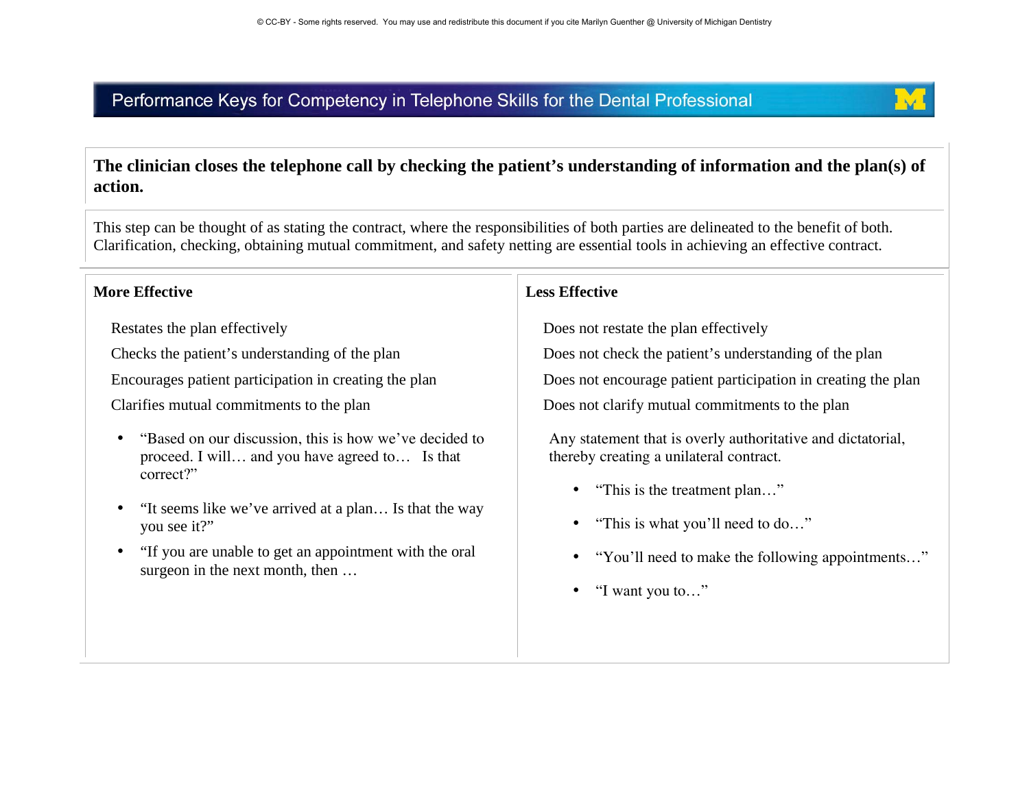# Performance Keys for Competency in Telephone Skills for the Dental Professional

**The clinician closes the telephone call by checking the patient's understanding of information and the plan(s) of action.**

This step can be thought of as stating the contract, where the responsibilities of both parties are delineated to the benefit of both. Clarification, checking, obtaining mutual commitment, and safety netting are essential tools in achieving an effective contract.

### More Effective

Restates the plan effectively

Checks the patient's understanding of the plan

Encourages patient participation in creating the plan

Clarifies mutual commitments to the plan

- "Based on our discussion, this is how we've decided to proceed. I will… and you have agreed to… Is that correct?"
- "It seems like we've arrived at a plan… Is that the way you see it?"
- "If you are unable to get an appointment with the oral surgeon in the next month, then …

### Less Effective

Does not restate the plan effectively

Does not check the patient's understanding of the plan

Does not encourage patient participation in creating the plan

Does not clarify mutual commitments to the plan

Any statement that is overly authoritative and dictatorial, thereby creating a unilateral contract.

- "This is the treatment plan…"
- "This is what you'll need to do…"
- "You'll need to make the following appointments…"
- "I want you to…"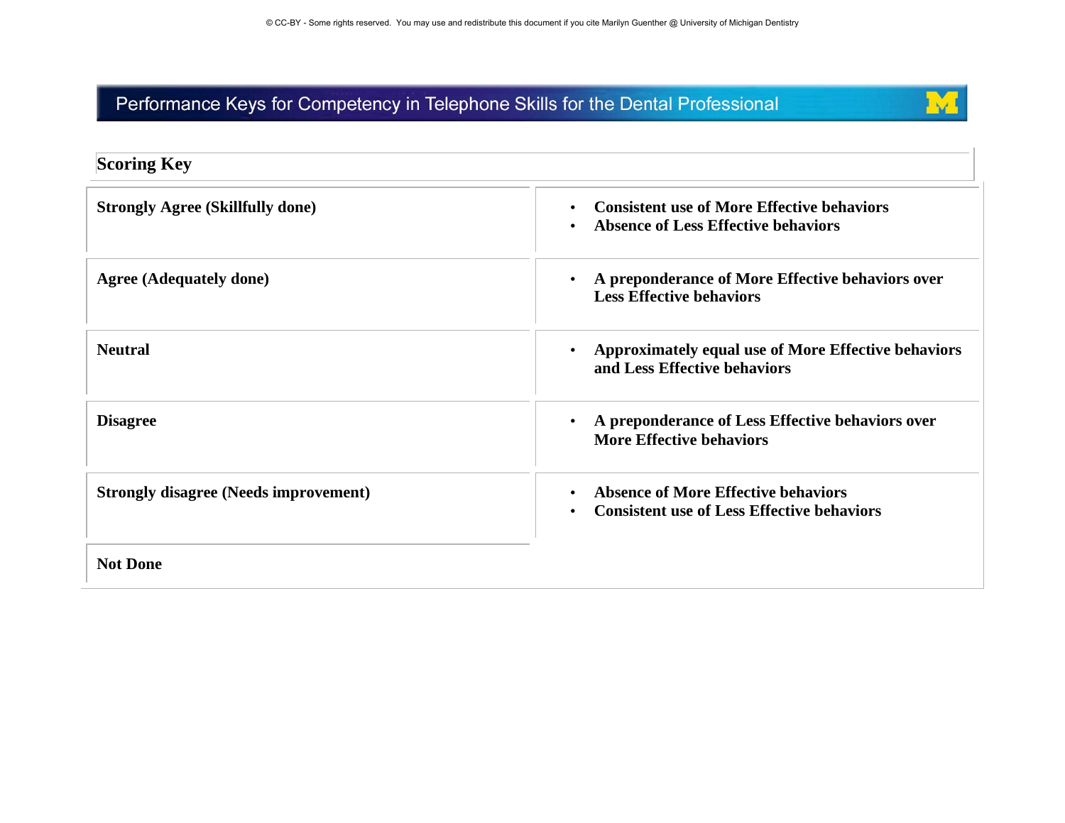# Performance Keys for Competency in Telephone Skills for the Dental Professional

## Scoring Key

| | |
|---|---|
| **Strongly Agree (Skillfully done)** | • **Consistent use of More Effective behaviors**<br>• **Absence of Less Effective behaviors** |
| **Agree (Adequately done)** | • **A preponderance of More Effective behaviors over Less Effective behaviors** |
| **Neutral** | • **Approximately equal use of More Effective behaviors and Less Effective behaviors** |
| **Disagree** | • **A preponderance of Less Effective behaviors over More Effective behaviors** |
| **Strongly disagree (Needs improvement)** | • **Absence of More Effective behaviors**<br>• **Consistent use of Less Effective behaviors** |
| **Not Done** | |